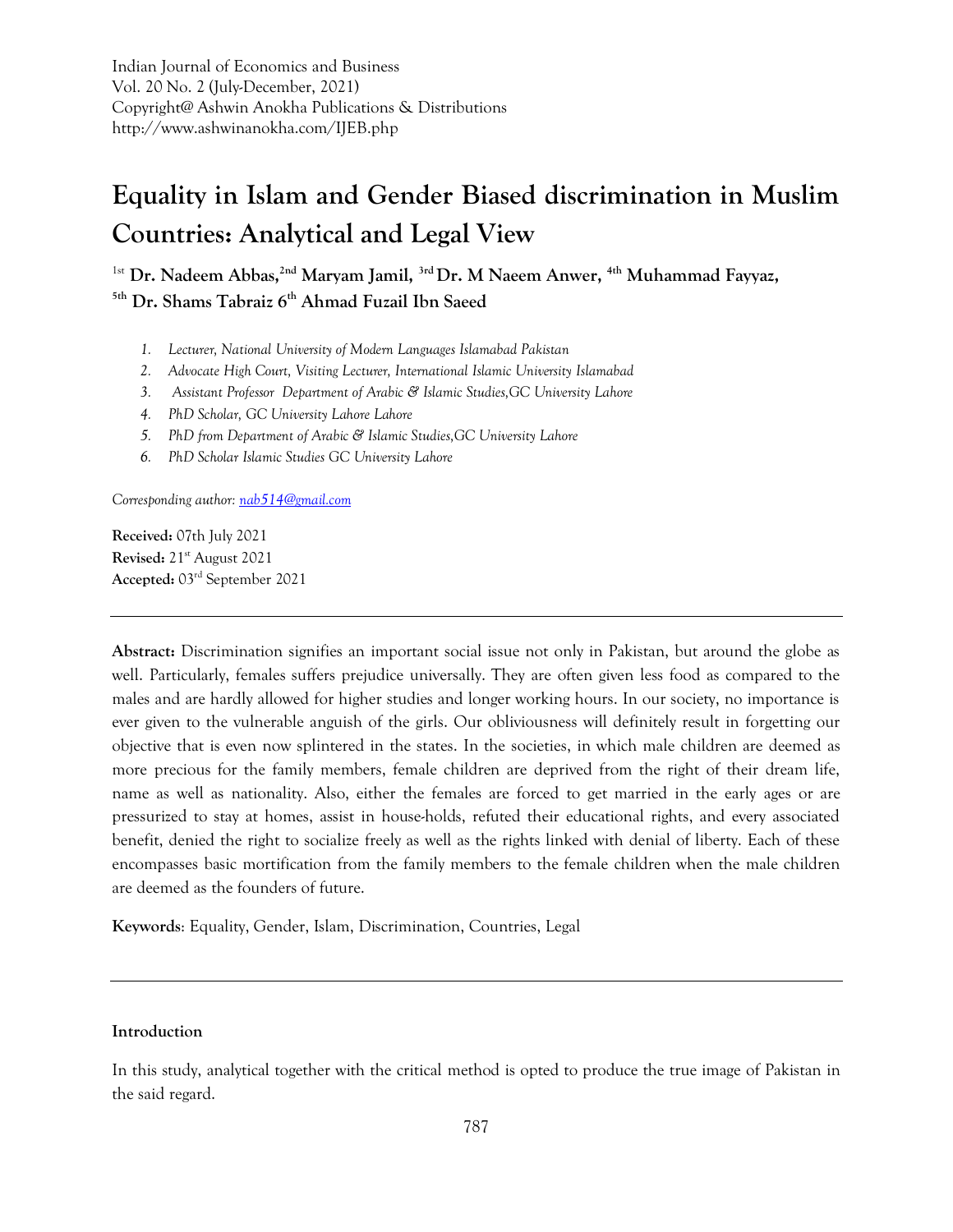Indian Journal of Economics and Business
Vol. 20 No. 2 (July-December, 2021)
Copyright@ Ashwin Anokha Publications & Distributions
http://www.ashwinanokha.com/IJEB.php

# Equality in Islam and Gender Biased discrimination in Muslim Countries: Analytical and Legal View

[1st] **Dr. Nadeem Abbas,**[2nd] **Maryam Jamil,** [3rd] **Dr. M Naeem Anwer,** [4th] **Muhammad Fayyaz,** [5th] **Dr. Shams Tabraiz** 6[th] **Ahmad Fuzail Ibn Saeed**

1. *Lecturer, National University of Modern Languages Islamabad Pakistan*
2. *Advocate High Court, Visiting Lecturer, International Islamic University Islamabad*
3. *Assistant Professor Department of Arabic & Islamic Studies,GC University Lahore*
4. *PhD Scholar, GC University Lahore Lahore*
5. *PhD from Department of Arabic & Islamic Studies,GC University Lahore*
6. *PhD Scholar Islamic Studies GC University Lahore*

*Corresponding author: nab514@gmail.com*

**Received:** 07th July 2021
**Revised:** 21st August 2021
**Accepted:** 03rd September 2021

---

**Abstract:** Discrimination signifies an important social issue not only in Pakistan, but around the globe as well. Particularly, females suffers prejudice universally. They are often given less food as compared to the males and are hardly allowed for higher studies and longer working hours. In our society, no importance is ever given to the vulnerable anguish of the girls. Our obliviousness will definitely result in forgetting our objective that is even now splintered in the states. In the societies, in which male children are deemed as more precious for the family members, female children are deprived from the right of their dream life, name as well as nationality. Also, either the females are forced to get married in the early ages or are pressurized to stay at homes, assist in house-holds, refuted their educational rights, and every associated benefit, denied the right to socialize freely as well as the rights linked with denial of liberty. Each of these encompasses basic mortification from the family members to the female children when the male children are deemed as the founders of future.

**Keywords**: Equality, Gender, Islam, Discrimination, Countries, Legal

---

## Introduction

In this study, analytical together with the critical method is opted to produce the true image of Pakistan in the said regard.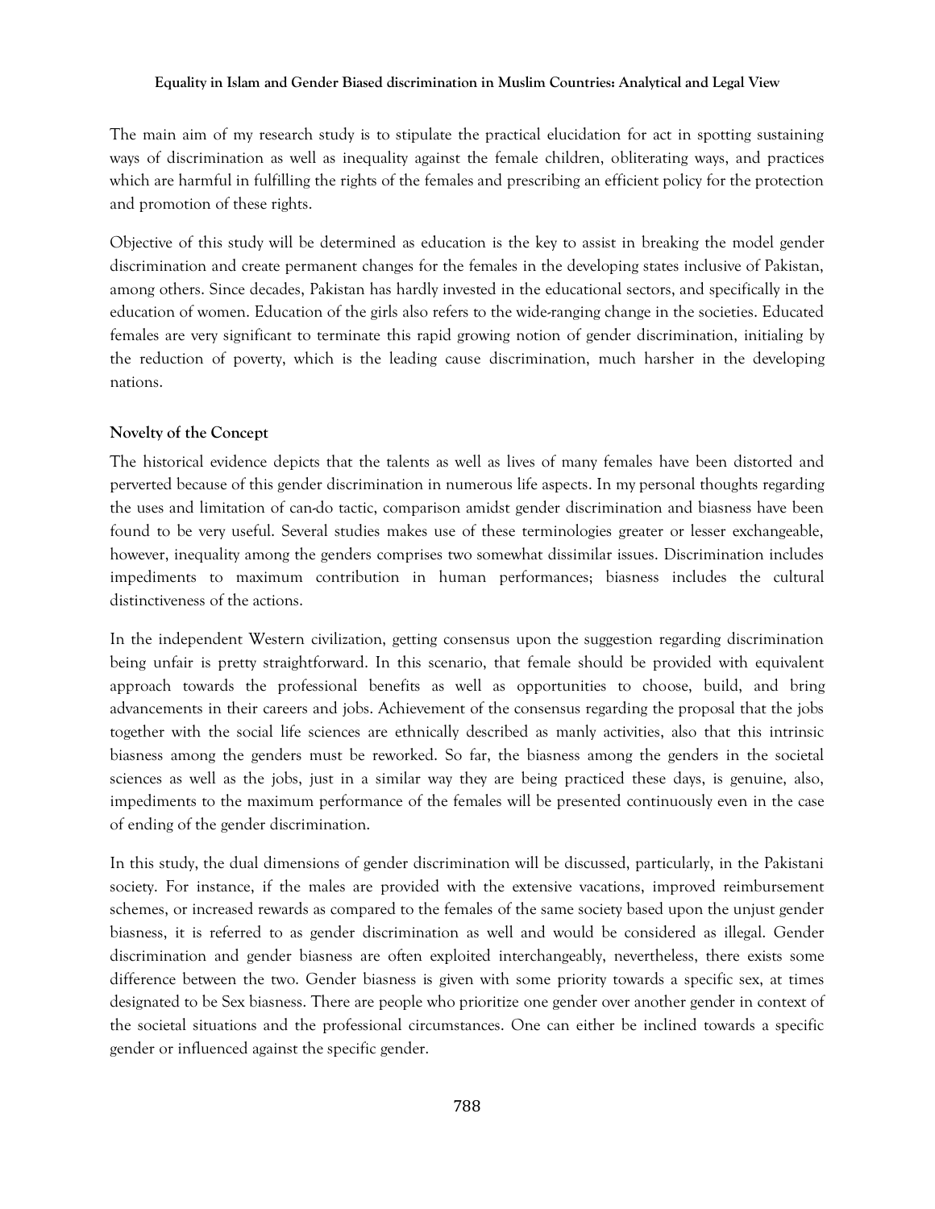The main aim of my research study is to stipulate the practical elucidation for act in spotting sustaining ways of discrimination as well as inequality against the female children, obliterating ways, and practices which are harmful in fulfilling the rights of the females and prescribing an efficient policy for the protection and promotion of these rights.

Objective of this study will be determined as education is the key to assist in breaking the model gender discrimination and create permanent changes for the females in the developing states inclusive of Pakistan, among others. Since decades, Pakistan has hardly invested in the educational sectors, and specifically in the education of women. Education of the girls also refers to the wide-ranging change in the societies. Educated females are very significant to terminate this rapid growing notion of gender discrimination, initialing by the reduction of poverty, which is the leading cause discrimination, much harsher in the developing nations.

**Novelty of the Concept**

The historical evidence depicts that the talents as well as lives of many females have been distorted and perverted because of this gender discrimination in numerous life aspects. In my personal thoughts regarding the uses and limitation of can-do tactic, comparison amidst gender discrimination and biasness have been found to be very useful. Several studies makes use of these terminologies greater or lesser exchangeable, however, inequality among the genders comprises two somewhat dissimilar issues. Discrimination includes impediments to maximum contribution in human performances; biasness includes the cultural distinctiveness of the actions.

In the independent Western civilization, getting consensus upon the suggestion regarding discrimination being unfair is pretty straightforward. In this scenario, that female should be provided with equivalent approach towards the professional benefits as well as opportunities to choose, build, and bring advancements in their careers and jobs. Achievement of the consensus regarding the proposal that the jobs together with the social life sciences are ethnically described as manly activities, also that this intrinsic biasness among the genders must be reworked. So far, the biasness among the genders in the societal sciences as well as the jobs, just in a similar way they are being practiced these days, is genuine, also, impediments to the maximum performance of the females will be presented continuously even in the case of ending of the gender discrimination.

In this study, the dual dimensions of gender discrimination will be discussed, particularly, in the Pakistani society. For instance, if the males are provided with the extensive vacations, improved reimbursement schemes, or increased rewards as compared to the females of the same society based upon the unjust gender biasness, it is referred to as gender discrimination as well and would be considered as illegal. Gender discrimination and gender biasness are often exploited interchangeably, nevertheless, there exists some difference between the two. Gender biasness is given with some priority towards a specific sex, at times designated to be Sex biasness. There are people who prioritize one gender over another gender in context of the societal situations and the professional circumstances. One can either be inclined towards a specific gender or influenced against the specific gender.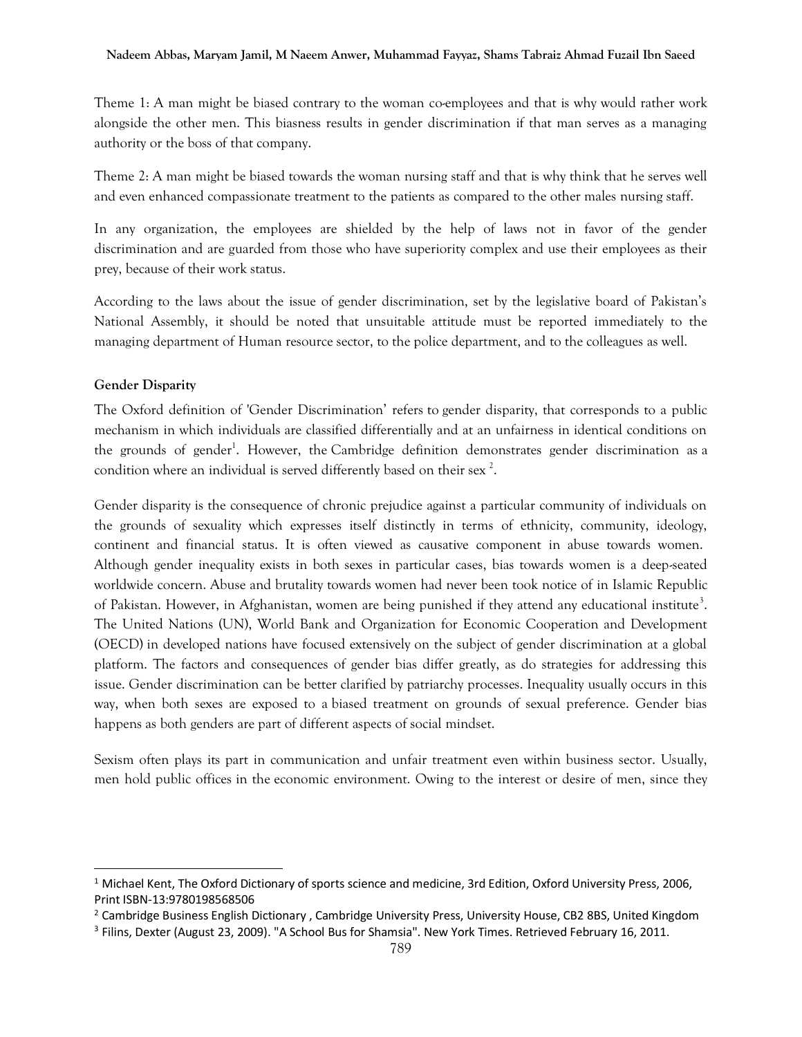Theme 1: A man might be biased contrary to the woman co-employees and that is why would rather work alongside the other men. This biasness results in gender discrimination if that man serves as a managing authority or the boss of that company.

Theme 2: A man might be biased towards the woman nursing staff and that is why think that he serves well and even enhanced compassionate treatment to the patients as compared to the other males nursing staff.

In any organization, the employees are shielded by the help of laws not in favor of the gender discrimination and are guarded from those who have superiority complex and use their employees as their prey, because of their work status.

According to the laws about the issue of gender discrimination, set by the legislative board of Pakistan's National Assembly, it should be noted that unsuitable attitude must be reported immediately to the managing department of Human resource sector, to the police department, and to the colleagues as well.

**Gender Disparity**

The Oxford definition of 'Gender Discrimination' refers to gender disparity, that corresponds to a public mechanism in which individuals are classified differentially and at an unfairness in identical conditions on the grounds of gender[1]. However, the Cambridge definition demonstrates gender discrimination as a condition where an individual is served differently based on their sex [2].

Gender disparity is the consequence of chronic prejudice against a particular community of individuals on the grounds of sexuality which expresses itself distinctly in terms of ethnicity, community, ideology, continent and financial status. It is often viewed as causative component in abuse towards women. Although gender inequality exists in both sexes in particular cases, bias towards women is a deep-seated worldwide concern. Abuse and brutality towards women had never been took notice of in Islamic Republic of Pakistan. However, in Afghanistan, women are being punished if they attend any educational institute[3]. The United Nations (UN), World Bank and Organization for Economic Cooperation and Development (OECD) in developed nations have focused extensively on the subject of gender discrimination at a global platform. The factors and consequences of gender bias differ greatly, as do strategies for addressing this issue. Gender discrimination can be better clarified by patriarchy processes. Inequality usually occurs in this way, when both sexes are exposed to a biased treatment on grounds of sexual preference. Gender bias happens as both genders are part of different aspects of social mindset.

Sexism often plays its part in communication and unfair treatment even within business sector. Usually, men hold public offices in the economic environment. Owing to the interest or desire of men, since they

---

[1] Michael Kent, The Oxford Dictionary of sports science and medicine, 3rd Edition, Oxford University Press, 2006, Print ISBN-13:9780198568506

[2] Cambridge Business English Dictionary , Cambridge University Press, University House, CB2 8BS, United Kingdom

[3] Filins, Dexter (August 23, 2009). "A School Bus for Shamsia". New York Times. Retrieved February 16, 2011.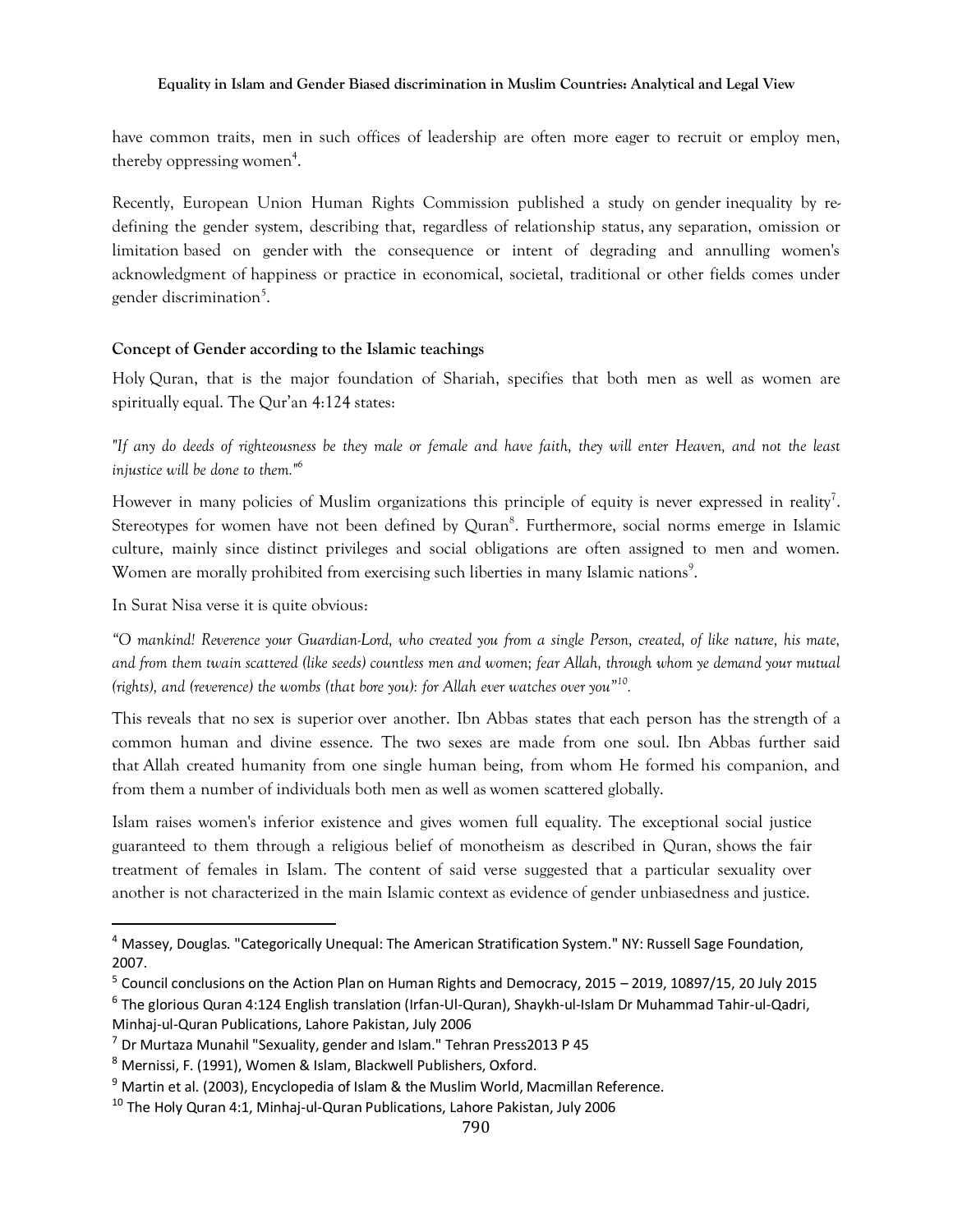have common traits, men in such offices of leadership are often more eager to recruit or employ men, thereby oppressing women[4].

Recently, European Union Human Rights Commission published a study on gender inequality by re-defining the gender system, describing that, regardless of relationship status, any separation, omission or limitation based on gender with the consequence or intent of degrading and annulling women's acknowledgment of happiness or practice in economical, societal, traditional or other fields comes under gender discrimination[5].

### Concept of Gender according to the Islamic teachings

Holy Quran, that is the major foundation of Shariah, specifies that both men as well as women are spiritually equal. The Qur'an 4:124 states:

*"If any do deeds of righteousness be they male or female and have faith, they will enter Heaven, and not the least injustice will be done to them."*[6]

However in many policies of Muslim organizations this principle of equity is never expressed in reality[7]. Stereotypes for women have not been defined by Quran[8]. Furthermore, social norms emerge in Islamic culture, mainly since distinct privileges and social obligations are often assigned to men and women. Women are morally prohibited from exercising such liberties in many Islamic nations[9].

In Surat Nisa verse it is quite obvious:

*"O mankind! Reverence your Guardian-Lord, who created you from a single Person, created, of like nature, his mate, and from them twain scattered (like seeds) countless men and women; fear Allah, through whom ye demand your mutual (rights), and (reverence) the wombs (that bore you): for Allah ever watches over you"*[10].

This reveals that no sex is superior over another. Ibn Abbas states that each person has the strength of a common human and divine essence. The two sexes are made from one soul. Ibn Abbas further said that Allah created humanity from one single human being, from whom He formed his companion, and from them a number of individuals both men as well as women scattered globally.

Islam raises women's inferior existence and gives women full equality. The exceptional social justice guaranteed to them through a religious belief of monotheism as described in Quran, shows the fair treatment of females in Islam. The content of said verse suggested that a particular sexuality over another is not characterized in the main Islamic context as evidence of gender unbiasedness and justice.

---

[4] Massey, Douglas. "Categorically Unequal: The American Stratification System." NY: Russell Sage Foundation, 2007.

[5] Council conclusions on the Action Plan on Human Rights and Democracy, 2015 – 2019, 10897/15, 20 July 2015

[6] The glorious Quran 4:124 English translation (Irfan-Ul-Quran), Shaykh-ul-Islam Dr Muhammad Tahir-ul-Qadri, Minhaj-ul-Quran Publications, Lahore Pakistan, July 2006

[7] Dr Murtaza Munahil "Sexuality, gender and Islam." Tehran Press2013 P 45

[8] Mernissi, F. (1991), Women & Islam, Blackwell Publishers, Oxford.

[9] Martin et al. (2003), Encyclopedia of Islam & the Muslim World, Macmillan Reference.

[10] The Holy Quran 4:1, Minhaj-ul-Quran Publications, Lahore Pakistan, July 2006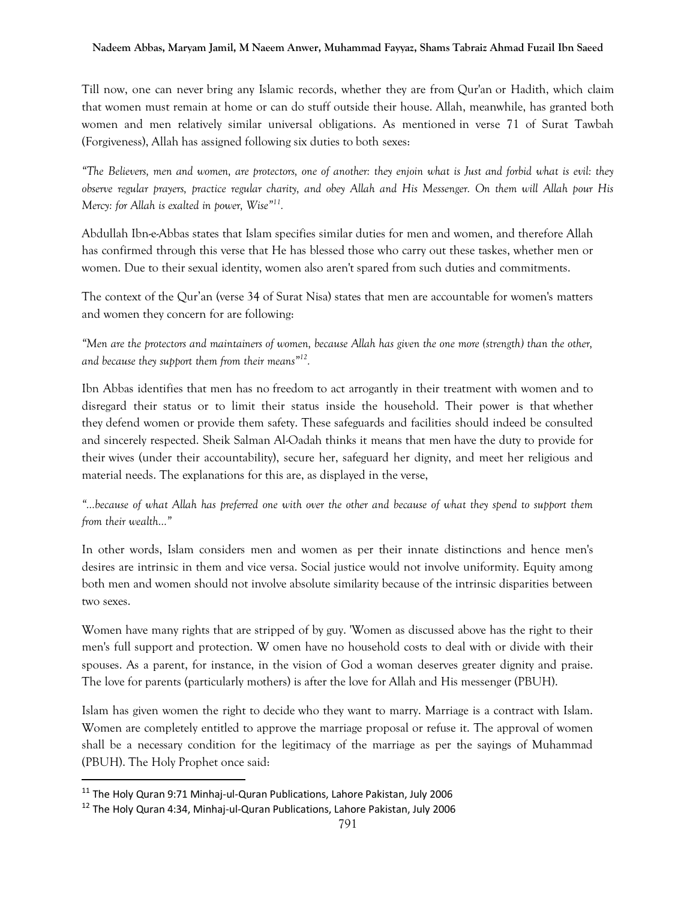Till now, one can never bring any Islamic records, whether they are from Qur'an or Hadith, which claim that women must remain at home or can do stuff outside their house. Allah, meanwhile, has granted both women and men relatively similar universal obligations. As mentioned in verse 71 of Surat Tawbah (Forgiveness), Allah has assigned following six duties to both sexes:

*"The Believers, men and women, are protectors, one of another: they enjoin what is Just and forbid what is evil: they observe regular prayers, practice regular charity, and obey Allah and His Messenger. On them will Allah pour His Mercy: for Allah is exalted in power, Wise"*[11].

Abdullah Ibn-e-Abbas states that Islam specifies similar duties for men and women, and therefore Allah has confirmed through this verse that He has blessed those who carry out these taskes, whether men or women. Due to their sexual identity, women also aren't spared from such duties and commitments.

The context of the Qur'an (verse 34 of Surat Nisa) states that men are accountable for women's matters and women they concern for are following:

*"Men are the protectors and maintainers of women, because Allah has given the one more (strength) than the other, and because they support them from their means"*[12].

Ibn Abbas identifies that men has no freedom to act arrogantly in their treatment with women and to disregard their status or to limit their status inside the household. Their power is that whether they defend women or provide them safety. These safeguards and facilities should indeed be consulted and sincerely respected. Sheik Salman Al-Oadah thinks it means that men have the duty to provide for their wives (under their accountability), secure her, safeguard her dignity, and meet her religious and material needs. The explanations for this are, as displayed in the verse,

*"...because of what Allah has preferred one with over the other and because of what they spend to support them from their wealth..."*

In other words, Islam considers men and women as per their innate distinctions and hence men's desires are intrinsic in them and vice versa. Social justice would not involve uniformity. Equity among both men and women should not involve absolute similarity because of the intrinsic disparities between two sexes.

Women have many rights that are stripped of by guy. 'Women as discussed above has the right to their men's full support and protection. W omen have no household costs to deal with or divide with their spouses. As a parent, for instance, in the vision of God a woman deserves greater dignity and praise. The love for parents (particularly mothers) is after the love for Allah and His messenger (PBUH).

Islam has given women the right to decide who they want to marry. Marriage is a contract with Islam. Women are completely entitled to approve the marriage proposal or refuse it. The approval of women shall be a necessary condition for the legitimacy of the marriage as per the sayings of Muhammad (PBUH). The Holy Prophet once said:

[11] The Holy Quran 9:71 Minhaj-ul-Quran Publications, Lahore Pakistan, July 2006

[12] The Holy Quran 4:34, Minhaj-ul-Quran Publications, Lahore Pakistan, July 2006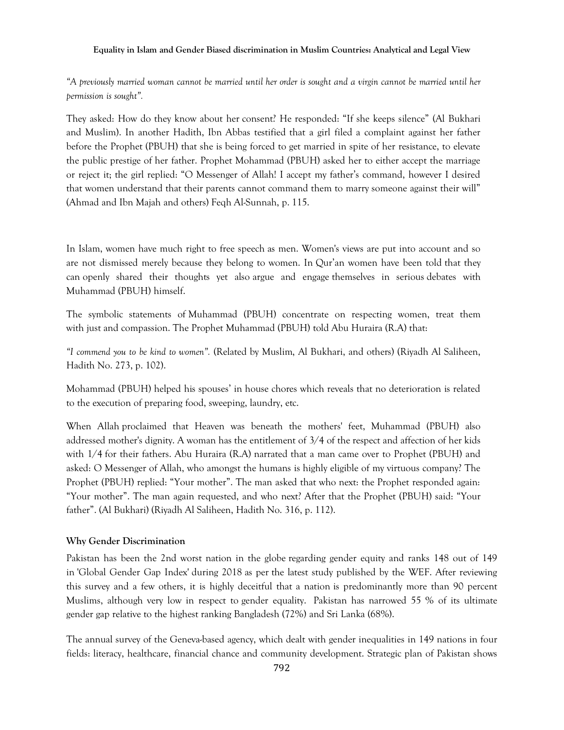*"A previously married woman cannot be married until her order is sought and a virgin cannot be married until her permission is sought".*

They asked: How do they know about her consent? He responded: "If she keeps silence" (Al Bukhari and Muslim). In another Hadith, Ibn Abbas testified that a girl filed a complaint against her father before the Prophet (PBUH) that she is being forced to get married in spite of her resistance, to elevate the public prestige of her father. Prophet Mohammad (PBUH) asked her to either accept the marriage or reject it; the girl replied: "O Messenger of Allah! I accept my father's command, however I desired that women understand that their parents cannot command them to marry someone against their will" (Ahmad and Ibn Majah and others) Feqh Al-Sunnah, p. 115.

In Islam, women have much right to free speech as men. Women's views are put into account and so are not dismissed merely because they belong to women. In Qur'an women have been told that they can openly shared their thoughts yet also argue and engage themselves in serious debates with Muhammad (PBUH) himself.

The symbolic statements of Muhammad (PBUH) concentrate on respecting women, treat them with just and compassion. The Prophet Muhammad (PBUH) told Abu Huraira (R.A) that:

*"I commend you to be kind to women".* (Related by Muslim, Al Bukhari, and others) (Riyadh Al Saliheen, Hadith No. 273, p. 102).

Mohammad (PBUH) helped his spouses' in house chores which reveals that no deterioration is related to the execution of preparing food, sweeping, laundry, etc.

When Allah proclaimed that Heaven was beneath the mothers' feet, Muhammad (PBUH) also addressed mother's dignity. A woman has the entitlement of 3/4 of the respect and affection of her kids with 1/4 for their fathers. Abu Huraira (R.A) narrated that a man came over to Prophet (PBUH) and asked: O Messenger of Allah, who amongst the humans is highly eligible of my virtuous company? The Prophet (PBUH) replied: "Your mother". The man asked that who next: the Prophet responded again: "Your mother". The man again requested, and who next? After that the Prophet (PBUH) said: "Your father". (Al Bukhari) (Riyadh Al Saliheen, Hadith No. 316, p. 112).

**Why Gender Discrimination**

Pakistan has been the 2nd worst nation in the globe regarding gender equity and ranks 148 out of 149 in 'Global Gender Gap Index' during 2018 as per the latest study published by the WEF. After reviewing this survey and a few others, it is highly deceitful that a nation is predominantly more than 90 percent Muslims, although very low in respect to gender equality. Pakistan has narrowed 55 % of its ultimate gender gap relative to the highest ranking Bangladesh (72%) and Sri Lanka (68%).

The annual survey of the Geneva-based agency, which dealt with gender inequalities in 149 nations in four fields: literacy, healthcare, financial chance and community development. Strategic plan of Pakistan shows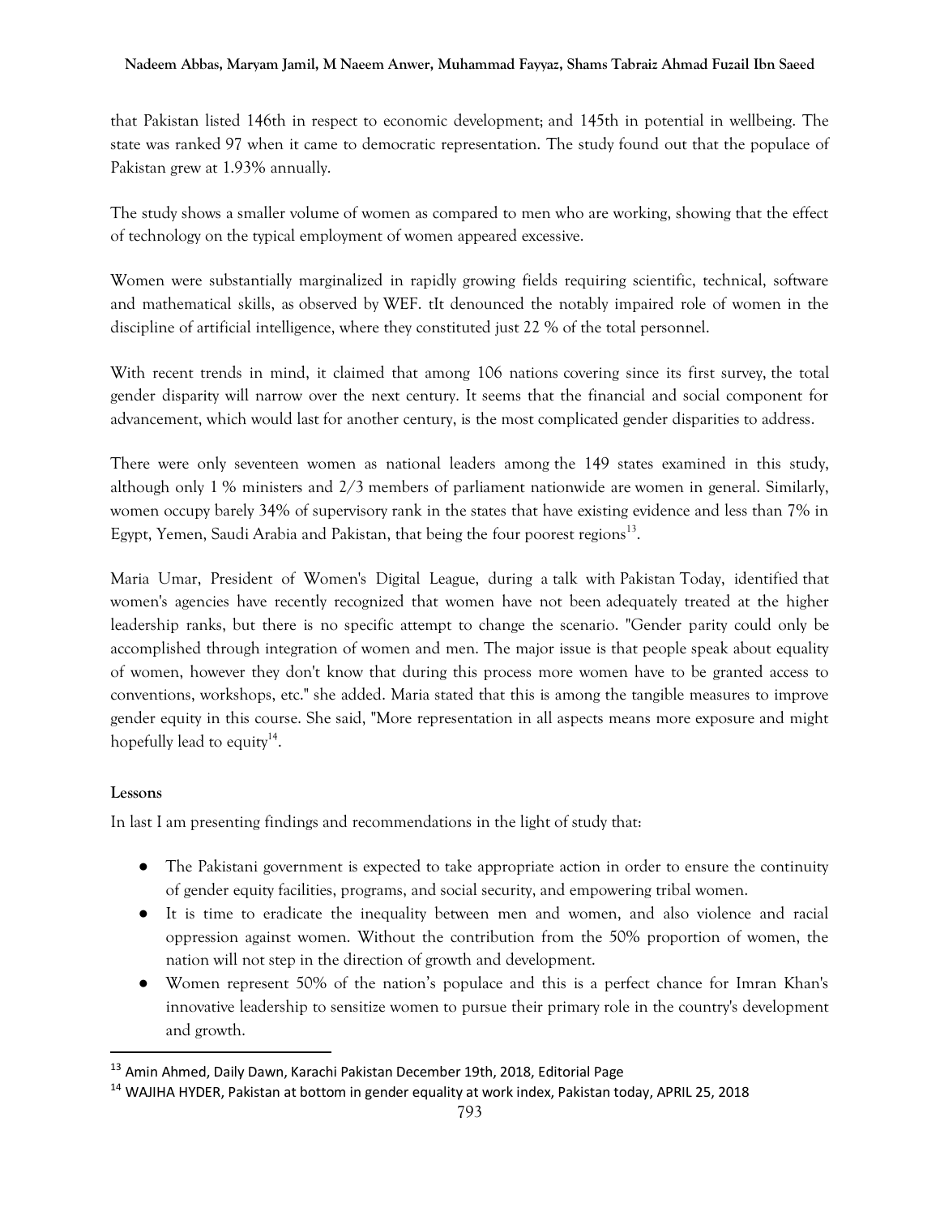that Pakistan listed 146th in respect to economic development; and 145th in potential in wellbeing. The state was ranked 97 when it came to democratic representation. The study found out that the populace of Pakistan grew at 1.93% annually.

The study shows a smaller volume of women as compared to men who are working, showing that the effect of technology on the typical employment of women appeared excessive.

Women were substantially marginalized in rapidly growing fields requiring scientific, technical, software and mathematical skills, as observed by WEF. tIt denounced the notably impaired role of women in the discipline of artificial intelligence, where they constituted just 22 % of the total personnel.

With recent trends in mind, it claimed that among 106 nations covering since its first survey, the total gender disparity will narrow over the next century. It seems that the financial and social component for advancement, which would last for another century, is the most complicated gender disparities to address.

There were only seventeen women as national leaders among the 149 states examined in this study, although only 1 % ministers and 2/3 members of parliament nationwide are women in general. Similarly, women occupy barely 34% of supervisory rank in the states that have existing evidence and less than 7% in Egypt, Yemen, Saudi Arabia and Pakistan, that being the four poorest regions[13].

Maria Umar, President of Women's Digital League, during a talk with Pakistan Today, identified that women's agencies have recently recognized that women have not been adequately treated at the higher leadership ranks, but there is no specific attempt to change the scenario. "Gender parity could only be accomplished through integration of women and men. The major issue is that people speak about equality of women, however they don't know that during this process more women have to be granted access to conventions, workshops, etc." she added. Maria stated that this is among the tangible measures to improve gender equity in this course. She said, "More representation in all aspects means more exposure and might hopefully lead to equity[14].

**Lessons**

In last I am presenting findings and recommendations in the light of study that:

- The Pakistani government is expected to take appropriate action in order to ensure the continuity of gender equity facilities, programs, and social security, and empowering tribal women.
- It is time to eradicate the inequality between men and women, and also violence and racial oppression against women. Without the contribution from the 50% proportion of women, the nation will not step in the direction of growth and development.
- Women represent 50% of the nation's populace and this is a perfect chance for Imran Khan's innovative leadership to sensitize women to pursue their primary role in the country's development and growth.

---

[13] Amin Ahmed, Daily Dawn, Karachi Pakistan December 19th, 2018, Editorial Page

[14] WAJIHA HYDER, Pakistan at bottom in gender equality at work index, Pakistan today, APRIL 25, 2018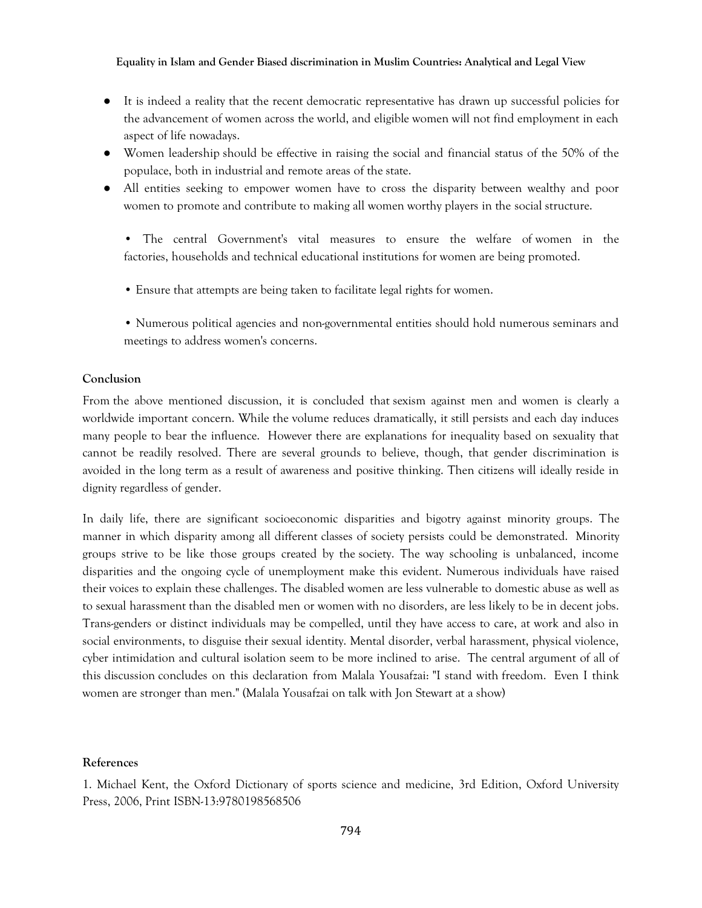- It is indeed a reality that the recent democratic representative has drawn up successful policies for the advancement of women across the world, and eligible women will not find employment in each aspect of life nowadays.
- Women leadership should be effective in raising the social and financial status of the 50% of the populace, both in industrial and remote areas of the state.
- All entities seeking to empower women have to cross the disparity between wealthy and poor women to promote and contribute to making all women worthy players in the social structure.

  • The central Government's vital measures to ensure the welfare of women in the factories, households and technical educational institutions for women are being promoted.

  • Ensure that attempts are being taken to facilitate legal rights for women.

  • Numerous political agencies and non-governmental entities should hold numerous seminars and meetings to address women's concerns.

**Conclusion**

From the above mentioned discussion, it is concluded that sexism against men and women is clearly a worldwide important concern. While the volume reduces dramatically, it still persists and each day induces many people to bear the influence. However there are explanations for inequality based on sexuality that cannot be readily resolved. There are several grounds to believe, though, that gender discrimination is avoided in the long term as a result of awareness and positive thinking. Then citizens will ideally reside in dignity regardless of gender.

In daily life, there are significant socioeconomic disparities and bigotry against minority groups. The manner in which disparity among all different classes of society persists could be demonstrated. Minority groups strive to be like those groups created by the society. The way schooling is unbalanced, income disparities and the ongoing cycle of unemployment make this evident. Numerous individuals have raised their voices to explain these challenges. The disabled women are less vulnerable to domestic abuse as well as to sexual harassment than the disabled men or women with no disorders, are less likely to be in decent jobs. Trans-genders or distinct individuals may be compelled, until they have access to care, at work and also in social environments, to disguise their sexual identity. Mental disorder, verbal harassment, physical violence, cyber intimidation and cultural isolation seem to be more inclined to arise. The central argument of all of this discussion concludes on this declaration from Malala Yousafzai: "I stand with freedom. Even I think women are stronger than men." (Malala Yousafzai on talk with Jon Stewart at a show)

**References**

1. Michael Kent, the Oxford Dictionary of sports science and medicine, 3rd Edition, Oxford University Press, 2006, Print ISBN-13:9780198568506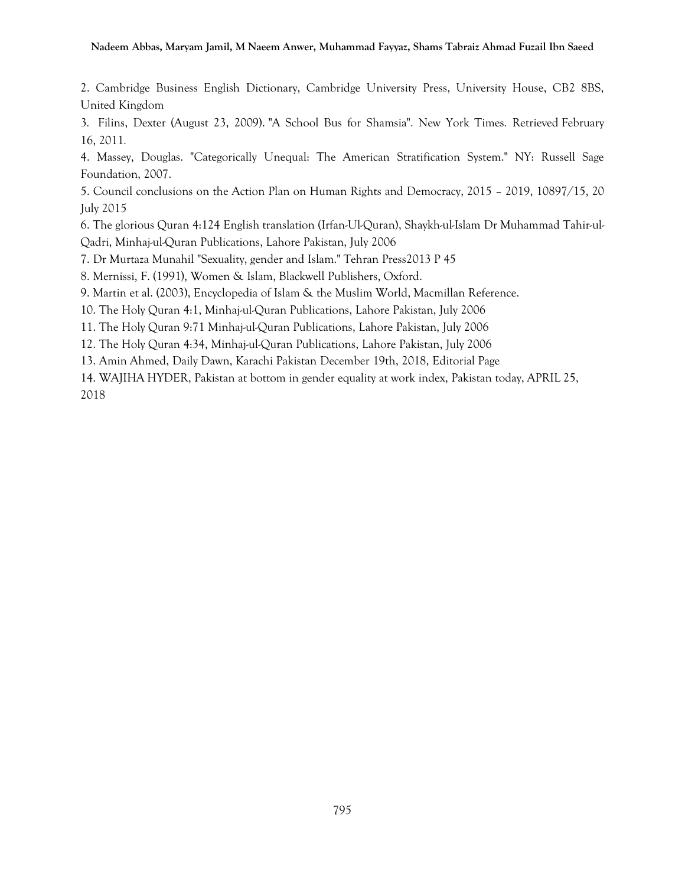2. Cambridge Business English Dictionary, Cambridge University Press, University House, CB2 8BS, United Kingdom

3. Filins, Dexter (August 23, 2009). "A School Bus for Shamsia". New York Times. Retrieved February 16, 2011.

4. Massey, Douglas. "Categorically Unequal: The American Stratification System." NY: Russell Sage Foundation, 2007.

5. Council conclusions on the Action Plan on Human Rights and Democracy, 2015 – 2019, 10897/15, 20 July 2015

6. The glorious Quran 4:124 English translation (Irfan-Ul-Quran), Shaykh-ul-Islam Dr Muhammad Tahir-ul-Qadri, Minhaj-ul-Quran Publications, Lahore Pakistan, July 2006

7. Dr Murtaza Munahil "Sexuality, gender and Islam." Tehran Press2013 P 45

8. Mernissi, F. (1991), Women & Islam, Blackwell Publishers, Oxford.

9. Martin et al. (2003), Encyclopedia of Islam & the Muslim World, Macmillan Reference.

10. The Holy Quran 4:1, Minhaj-ul-Quran Publications, Lahore Pakistan, July 2006

11. The Holy Quran 9:71 Minhaj-ul-Quran Publications, Lahore Pakistan, July 2006

12. The Holy Quran 4:34, Minhaj-ul-Quran Publications, Lahore Pakistan, July 2006

13. Amin Ahmed, Daily Dawn, Karachi Pakistan December 19th, 2018, Editorial Page

14. WAJIHA HYDER, Pakistan at bottom in gender equality at work index, Pakistan today, APRIL 25, 2018